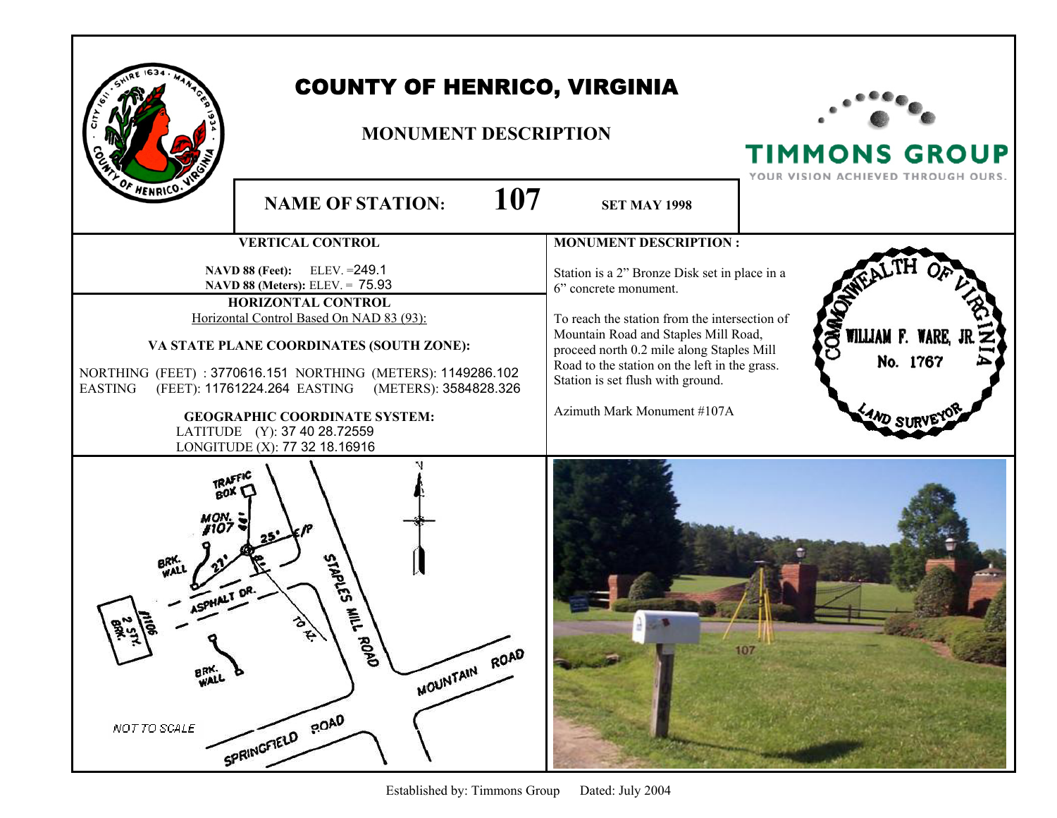# COUNTY OF HENRICO, VIRGINIA

## MONUMENT DESCRIPTION

TIMMONS GROUP
YOUR VISION ACHIEVED THROUGH OURS.

**NAME OF STATION:** **107** **SET MAY 1998**

### VERTICAL CONTROL

**NAVD 88 (Feet):** ELEV. =249.1
**NAVD 88 (Meters):** ELEV. = 75.93

### HORIZONTAL CONTROL

Horizontal Control Based On NAD 83 (93):

**VA STATE PLANE COORDINATES (SOUTH ZONE):**

NORTHING (FEET) : 3770616.151 NORTHING (METERS): 1149286.102
EASTING (FEET): 11761224.264 EASTING (METERS): 3584828.326

**GEOGRAPHIC COORDINATE SYSTEM:**

LATITUDE (Y): 37 40 28.72559
LONGITUDE (X): 77 32 18.16916

### MONUMENT DESCRIPTION :

Station is a 2” Bronze Disk set in place in a 6” concrete monument.

To reach the station from the intersection of Mountain Road and Staples Mill Road, proceed north 0.2 mile along Staples Mill Road to the station on the left in the grass. Station is set flush with ground.

Azimuth Mark Monument #107A

COMMONWEALTH OF VIRGINIA
WILLIAM F. WARE, JR.
No. 1767
LAND SURVEYOR

TRAFFIC BOX
MON. #107
25' E/P
27'
BRK. WALL
ASPHALT DR.
#1106 2 STY. BRK.
TO AZ.
STAPLES MILL ROAD
BRK. WALL
MOUNTAIN ROAD
SPRINGFIELD ROAD
NOT TO SCALE
N

Established by: Timmons Group Dated: July 2004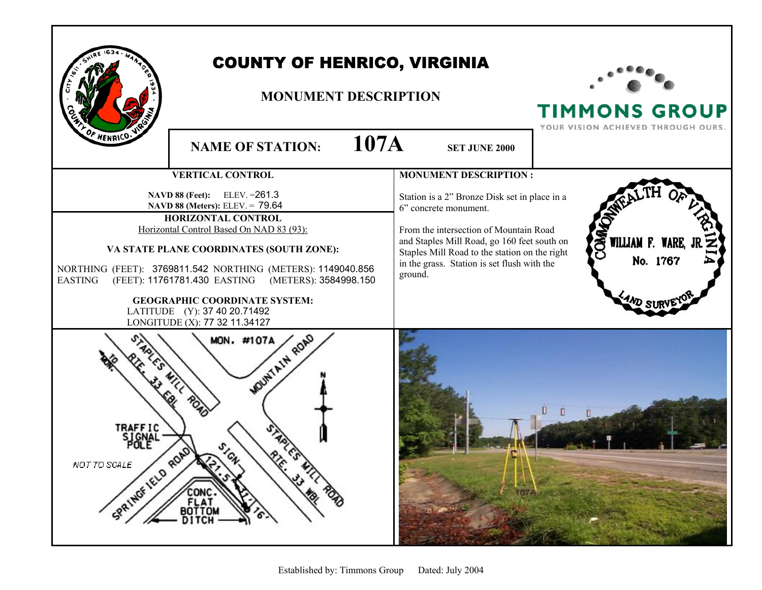# COUNTY OF HENRICO, VIRGINIA

## MONUMENT DESCRIPTION

TIMMONS GROUP
YOUR VISION ACHIEVED THROUGH OURS.

**NAME OF STATION:** **107A** **SET JUNE 2000**

### VERTICAL CONTROL

**NAVD 88 (Feet):** ELEV. =261.3
**NAVD 88 (Meters):** ELEV. = 79.64

### HORIZONTAL CONTROL

Horizontal Control Based On NAD 83 (93):

**VA STATE PLANE COORDINATES (SOUTH ZONE):**

NORTHING (FEET): 3769811.542 NORTHING (METERS): 1149040.856
EASTING (FEET): 11761781.430 EASTING (METERS): 3584998.150

**GEOGRAPHIC COORDINATE SYSTEM:**

LATITUDE (Y): 37 40 20.71492
LONGITUDE (X): 77 32 11.34127

### MONUMENT DESCRIPTION :

Station is a 2" Bronze Disk set in place in a 6" concrete monument.

From the intersection of Mountain Road and Staples Mill Road, go 160 feet south on Staples Mill Road to the station on the right in the grass. Station is set flush with the ground.

COMMONWEALTH OF VIRGINIA
WILLIAM F. WARE, JR.
No. 1767
LAND SURVEYOR

MON. #107A
STAPLES MILL ROAD RTE. 33 EBL
TO MON.
MOUNTAIN ROAD
N
TRAFFIC SIGNAL POLE
NOT TO SCALE
SPRINGFIELD ROAD
SIGN
121.5'
11'
16'
STAPLES MILL ROAD RTE. 33 WBL
CONC. FLAT BOTTOM DITCH

107A

Established by: Timmons Group Dated: July 2004